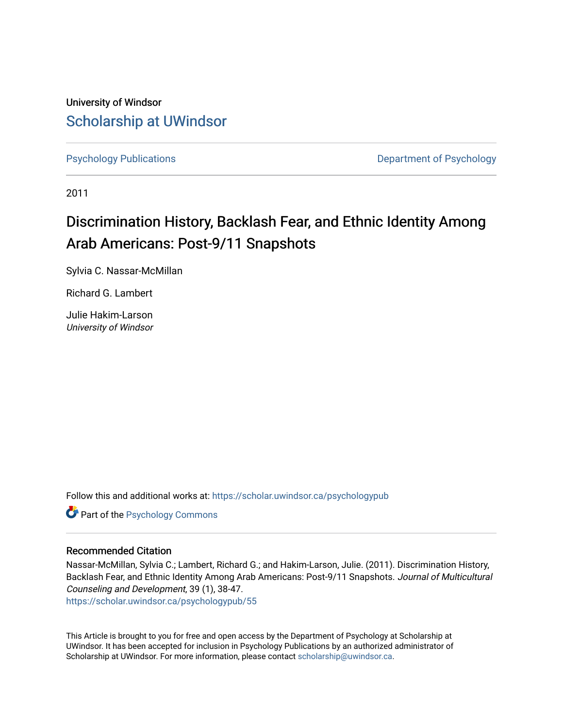University of Windsor

# Scholarship at UWindsor

Psychology Publications

Department of Psychology

2011

# Discrimination History, Backlash Fear, and Ethnic Identity Among Arab Americans: Post-9/11 Snapshots

Sylvia C. Nassar-McMillan

Richard G. Lambert

Julie Hakim-Larson
*University of Windsor*

Follow this and additional works at: https://scholar.uwindsor.ca/psychologypub

Part of the Psychology Commons

## Recommended Citation

Nassar-McMillan, Sylvia C.; Lambert, Richard G.; and Hakim-Larson, Julie. (2011). Discrimination History, Backlash Fear, and Ethnic Identity Among Arab Americans: Post-9/11 Snapshots. *Journal of Multicultural Counseling and Development*, 39 (1), 38-47.
https://scholar.uwindsor.ca/psychologypub/55

This Article is brought to you for free and open access by the Department of Psychology at Scholarship at UWindsor. It has been accepted for inclusion in Psychology Publications by an authorized administrator of Scholarship at UWindsor. For more information, please contact scholarship@uwindsor.ca.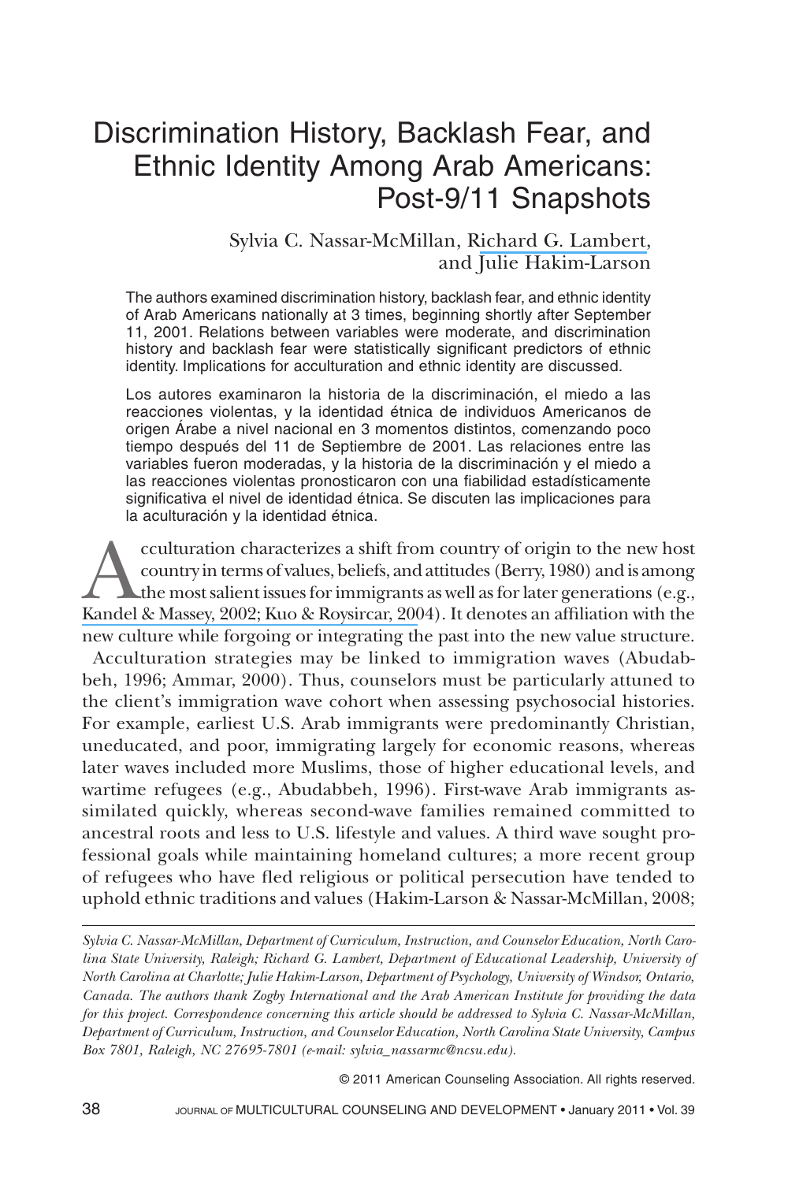# Discrimination History, Backlash Fear, and Ethnic Identity Among Arab Americans: Post-9/11 Snapshots

Sylvia C. Nassar-McMillan, Richard G. Lambert, and Julie Hakim-Larson

The authors examined discrimination history, backlash fear, and ethnic identity of Arab Americans nationally at 3 times, beginning shortly after September 11, 2001. Relations between variables were moderate, and discrimination history and backlash fear were statistically significant predictors of ethnic identity. Implications for acculturation and ethnic identity are discussed.

Los autores examinaron la historia de la discriminación, el miedo a las reacciones violentas, y la identidad étnica de individuos Americanos de origen Árabe a nivel nacional en 3 momentos distintos, comenzando poco tiempo después del 11 de Septiembre de 2001. Las relaciones entre las variables fueron moderadas, y la historia de la discriminación y el miedo a las reacciones violentas pronosticaron con una fiabilidad estadísticamente significativa el nivel de identidad étnica. Se discuten las implicaciones para la aculturación y la identidad étnica.

Acculturation characterizes a shift from country of origin to the new host country in terms of values, beliefs, and attitudes (Berry, 1980) and is among the most salient issues for immigrants as well as for later generations (e.g., Kandel & Massey, 2002; Kuo & Roysircar, 2004). It denotes an affiliation with the new culture while forgoing or integrating the past into the new value structure.

Acculturation strategies may be linked to immigration waves (Abudabbeh, 1996; Ammar, 2000). Thus, counselors must be particularly attuned to the client's immigration wave cohort when assessing psychosocial histories. For example, earliest U.S. Arab immigrants were predominantly Christian, uneducated, and poor, immigrating largely for economic reasons, whereas later waves included more Muslims, those of higher educational levels, and wartime refugees (e.g., Abudabbeh, 1996). First-wave Arab immigrants assimilated quickly, whereas second-wave families remained committed to ancestral roots and less to U.S. lifestyle and values. A third wave sought professional goals while maintaining homeland cultures; a more recent group of refugees who have fled religious or political persecution have tended to uphold ethnic traditions and values (Hakim-Larson & Nassar-McMillan, 2008;

---

*Sylvia C. Nassar-McMillan, Department of Curriculum, Instruction, and Counselor Education, North Carolina State University, Raleigh; Richard G. Lambert, Department of Educational Leadership, University of North Carolina at Charlotte; Julie Hakim-Larson, Department of Psychology, University of Windsor, Ontario, Canada. The authors thank Zogby International and the Arab American Institute for providing the data for this project. Correspondence concerning this article should be addressed to Sylvia C. Nassar-McMillan, Department of Curriculum, Instruction, and Counselor Education, North Carolina State University, Campus Box 7801, Raleigh, NC 27695-7801 (e-mail: sylvia_nassarmc@ncsu.edu).*

© 2011 American Counseling Association. All rights reserved.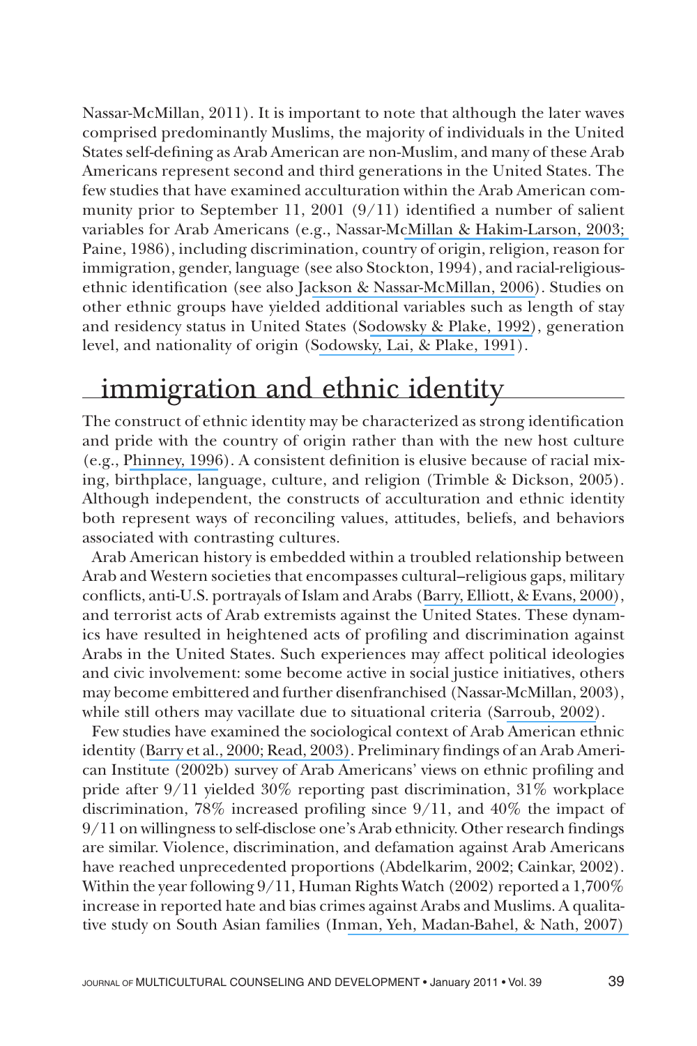Nassar-McMillan, 2011). It is important to note that although the later waves comprised predominantly Muslims, the majority of individuals in the United States self-defining as Arab American are non-Muslim, and many of these Arab Americans represent second and third generations in the United States. The few studies that have examined acculturation within the Arab American community prior to September 11, 2001 (9/11) identified a number of salient variables for Arab Americans (e.g., Nassar-McMillan & Hakim-Larson, 2003; Paine, 1986), including discrimination, country of origin, religion, reason for immigration, gender, language (see also Stockton, 1994), and racial-religious-ethnic identification (see also Jackson & Nassar-McMillan, 2006). Studies on other ethnic groups have yielded additional variables such as length of stay and residency status in United States (Sodowsky & Plake, 1992), generation level, and nationality of origin (Sodowsky, Lai, & Plake, 1991).

## immigration and ethnic identity

The construct of ethnic identity may be characterized as strong identification and pride with the country of origin rather than with the new host culture (e.g., Phinney, 1996). A consistent definition is elusive because of racial mixing, birthplace, language, culture, and religion (Trimble & Dickson, 2005). Although independent, the constructs of acculturation and ethnic identity both represent ways of reconciling values, attitudes, beliefs, and behaviors associated with contrasting cultures.

Arab American history is embedded within a troubled relationship between Arab and Western societies that encompasses cultural–religious gaps, military conflicts, anti-U.S. portrayals of Islam and Arabs (Barry, Elliott, & Evans, 2000), and terrorist acts of Arab extremists against the United States. These dynamics have resulted in heightened acts of profiling and discrimination against Arabs in the United States. Such experiences may affect political ideologies and civic involvement: some become active in social justice initiatives, others may become embittered and further disenfranchised (Nassar-McMillan, 2003), while still others may vacillate due to situational criteria (Sarroub, 2002).

Few studies have examined the sociological context of Arab American ethnic identity (Barry et al., 2000; Read, 2003). Preliminary findings of an Arab American Institute (2002b) survey of Arab Americans' views on ethnic profiling and pride after 9/11 yielded 30% reporting past discrimination, 31% workplace discrimination, 78% increased profiling since 9/11, and 40% the impact of 9/11 on willingness to self-disclose one's Arab ethnicity. Other research findings are similar. Violence, discrimination, and defamation against Arab Americans have reached unprecedented proportions (Abdelkarim, 2002; Cainkar, 2002). Within the year following 9/11, Human Rights Watch (2002) reported a 1,700% increase in reported hate and bias crimes against Arabs and Muslims. A qualitative study on South Asian families (Inman, Yeh, Madan-Bahel, & Nath, 2007)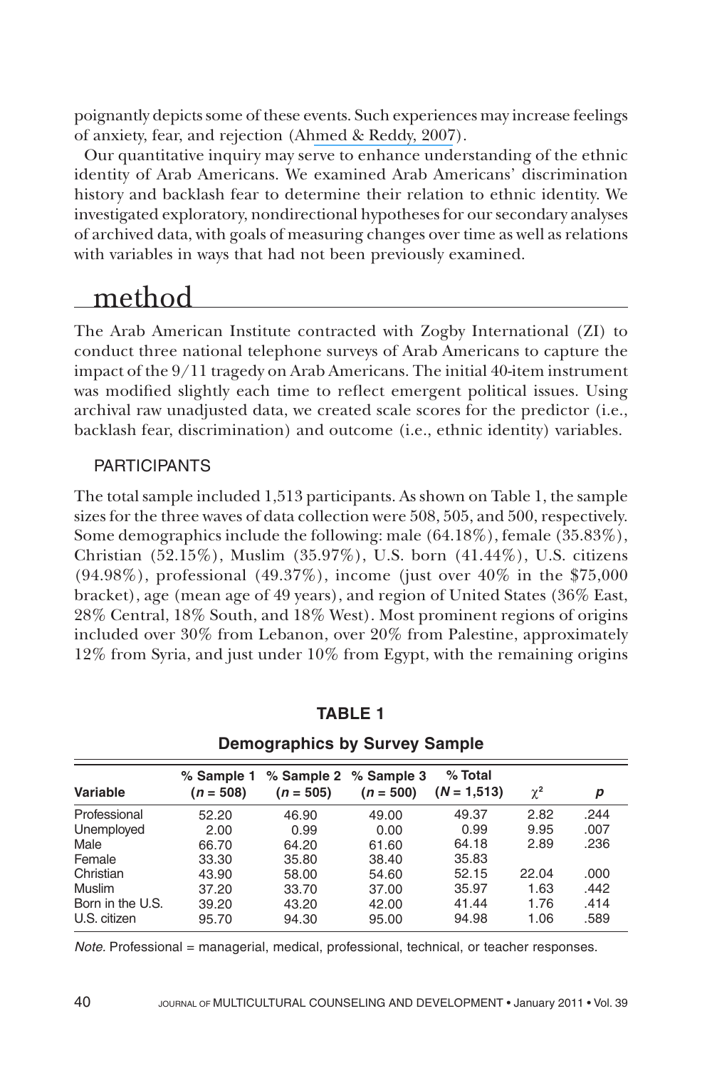poignantly depicts some of these events. Such experiences may increase feelings of anxiety, fear, and rejection (Ahmed & Reddy, 2007).

Our quantitative inquiry may serve to enhance understanding of the ethnic identity of Arab Americans. We examined Arab Americans' discrimination history and backlash fear to determine their relation to ethnic identity. We investigated exploratory, nondirectional hypotheses for our secondary analyses of archived data, with goals of measuring changes over time as well as relations with variables in ways that had not been previously examined.

# method

The Arab American Institute contracted with Zogby International (ZI) to conduct three national telephone surveys of Arab Americans to capture the impact of the 9/11 tragedy on Arab Americans. The initial 40-item instrument was modified slightly each time to reflect emergent political issues. Using archival raw unadjusted data, we created scale scores for the predictor (i.e., backlash fear, discrimination) and outcome (i.e., ethnic identity) variables.

## PARTICIPANTS

The total sample included 1,513 participants. As shown on Table 1, the sample sizes for the three waves of data collection were 508, 505, and 500, respectively. Some demographics include the following: male (64.18%), female (35.83%), Christian (52.15%), Muslim (35.97%), U.S. born (41.44%), U.S. citizens (94.98%), professional (49.37%), income (just over 40% in the $75,000 bracket), age (mean age of 49 years), and region of United States (36% East, 28% Central, 18% South, and 18% West). Most prominent regions of origins included over 30% from Lebanon, over 20% from Palestine, approximately 12% from Syria, and just under 10% from Egypt, with the remaining origins

**TABLE 1**

**Demographics by Survey Sample**

| Variable | % Sample 1 ($n$ = 508) | % Sample 2 ($n$ = 505) | % Sample 3 ($n$ = 500) | % Total ($N$ = 1,513) | $\chi^2$ | $p$ |
|---|---|---|---|---|---|---|
| Professional | 52.20 | 46.90 | 49.00 | 49.37 | 2.82 | .244 |
| Unemployed | 2.00 | 0.99 | 0.00 | 0.99 | 9.95 | .007 |
| Male | 66.70 | 64.20 | 61.60 | 64.18 | 2.89 | .236 |
| Female | 33.30 | 35.80 | 38.40 | 35.83 | | |
| Christian | 43.90 | 58.00 | 54.60 | 52.15 | 22.04 | .000 |
| Muslim | 37.20 | 33.70 | 37.00 | 35.97 | 1.63 | .442 |
| Born in the U.S. | 39.20 | 43.20 | 42.00 | 41.44 | 1.76 | .414 |
| U.S. citizen | 95.70 | 94.30 | 95.00 | 94.98 | 1.06 | .589 |

*Note.* Professional = managerial, medical, professional, technical, or teacher responses.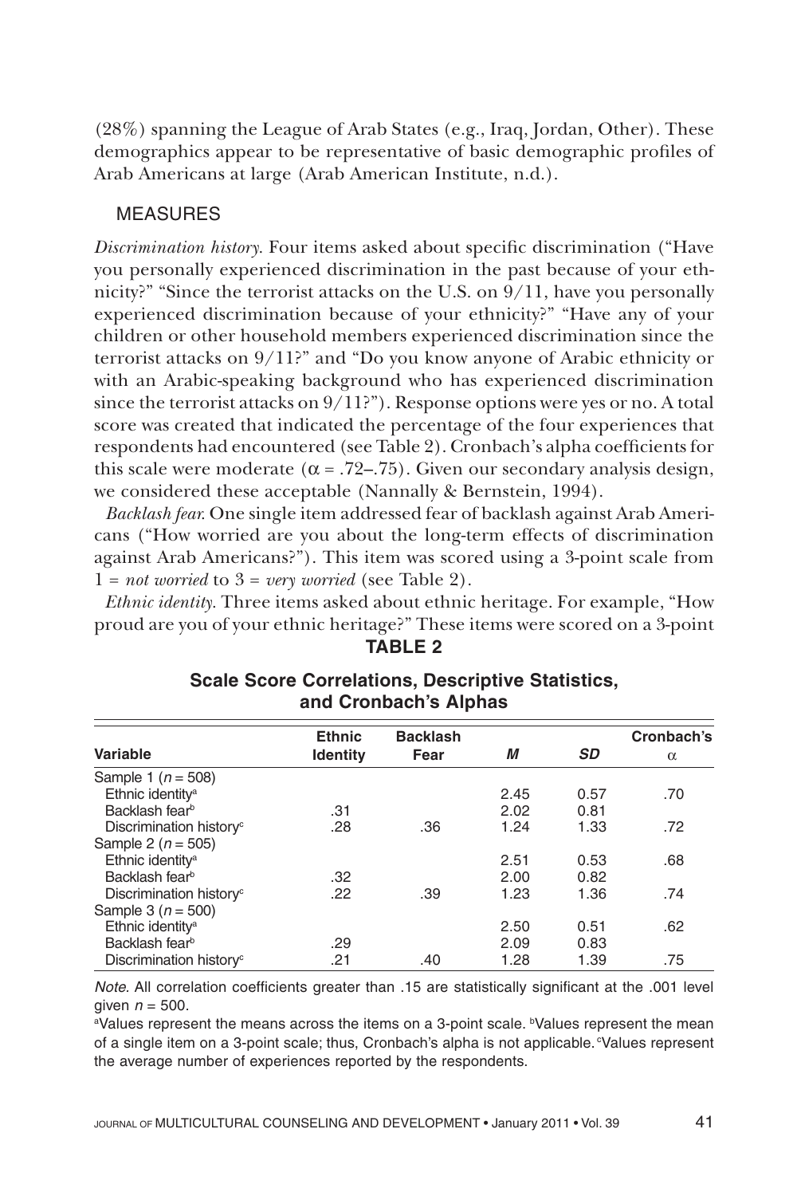(28%) spanning the League of Arab States (e.g., Iraq, Jordan, Other). These demographics appear to be representative of basic demographic profiles of Arab Americans at large (Arab American Institute, n.d.).

### MEASURES

*Discrimination history.* Four items asked about specific discrimination ("Have you personally experienced discrimination in the past because of your ethnicity?" "Since the terrorist attacks on the U.S. on 9/11, have you personally experienced discrimination because of your ethnicity?" "Have any of your children or other household members experienced discrimination since the terrorist attacks on 9/11?" and "Do you know anyone of Arabic ethnicity or with an Arabic-speaking background who has experienced discrimination since the terrorist attacks on 9/11?"). Response options were yes or no. A total score was created that indicated the percentage of the four experiences that respondents had encountered (see Table 2). Cronbach's alpha coefficients for this scale were moderate ($\alpha$ = .72–.75). Given our secondary analysis design, we considered these acceptable (Nannally & Bernstein, 1994).

*Backlash fear.* One single item addressed fear of backlash against Arab Americans ("How worried are you about the long-term effects of discrimination against Arab Americans?"). This item was scored using a 3-point scale from 1 = *not worried* to 3 = *very worried* (see Table 2).

*Ethnic identity.* Three items asked about ethnic heritage. For example, "How proud are you of your ethnic heritage?" These items were scored on a 3-point

**TABLE 2**

**Scale Score Correlations, Descriptive Statistics, and Cronbach's Alphas**

| Variable | Ethnic Identity | Backlash Fear | *M* | *SD* | Cronbach's $\alpha$ |
|---|---|---|---|---|---|
| Sample 1 ($n$ = 508) | | | | | |
| Ethnic identity[a] | | | 2.45 | 0.57 | .70 |
| Backlash fear[b] | .31 | | 2.02 | 0.81 | |
| Discrimination history[c] | .28 | .36 | 1.24 | 1.33 | .72 |
| Sample 2 ($n$ = 505) | | | | | |
| Ethnic identity[a] | | | 2.51 | 0.53 | .68 |
| Backlash fear[b] | .32 | | 2.00 | 0.82 | |
| Discrimination history[c] | .22 | .39 | 1.23 | 1.36 | .74 |
| Sample 3 ($n$ = 500) | | | | | |
| Ethnic identity[a] | | | 2.50 | 0.51 | .62 |
| Backlash fear[b] | .29 | | 2.09 | 0.83 | |
| Discrimination history[c] | .21 | .40 | 1.28 | 1.39 | .75 |

*Note.* All correlation coefficients greater than .15 are statistically significant at the .001 level given $n$ = 500.

[a]Values represent the means across the items on a 3-point scale. [b]Values represent the mean of a single item on a 3-point scale; thus, Cronbach's alpha is not applicable. [c]Values represent the average number of experiences reported by the respondents.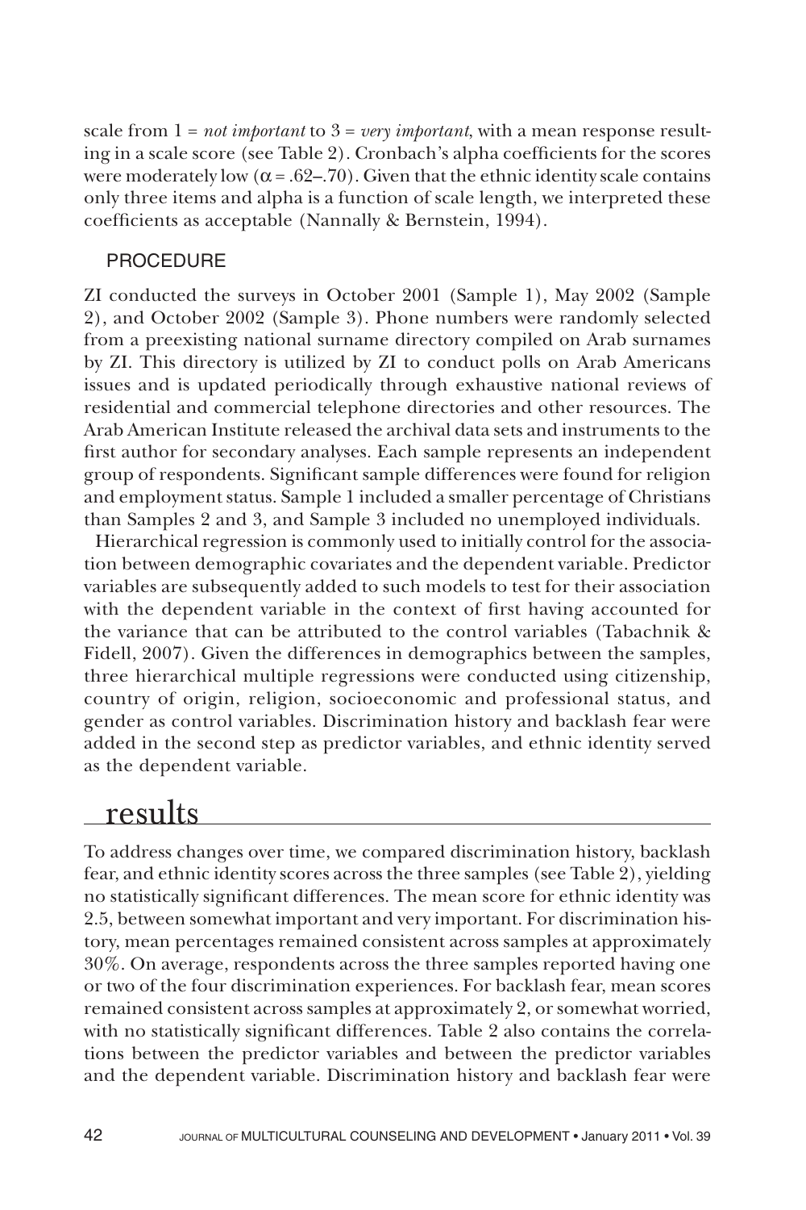scale from 1 = *not important* to 3 = *very important*, with a mean response resulting in a scale score (see Table 2). Cronbach's alpha coefficients for the scores were moderately low ($\alpha$ = .62–.70). Given that the ethnic identity scale contains only three items and alpha is a function of scale length, we interpreted these coefficients as acceptable (Nannally & Bernstein, 1994).

### PROCEDURE

ZI conducted the surveys in October 2001 (Sample 1), May 2002 (Sample 2), and October 2002 (Sample 3). Phone numbers were randomly selected from a preexisting national surname directory compiled on Arab surnames by ZI. This directory is utilized by ZI to conduct polls on Arab Americans issues and is updated periodically through exhaustive national reviews of residential and commercial telephone directories and other resources. The Arab American Institute released the archival data sets and instruments to the first author for secondary analyses. Each sample represents an independent group of respondents. Significant sample differences were found for religion and employment status. Sample 1 included a smaller percentage of Christians than Samples 2 and 3, and Sample 3 included no unemployed individuals.

Hierarchical regression is commonly used to initially control for the association between demographic covariates and the dependent variable. Predictor variables are subsequently added to such models to test for their association with the dependent variable in the context of first having accounted for the variance that can be attributed to the control variables (Tabachnik & Fidell, 2007). Given the differences in demographics between the samples, three hierarchical multiple regressions were conducted using citizenship, country of origin, religion, socioeconomic and professional status, and gender as control variables. Discrimination history and backlash fear were added in the second step as predictor variables, and ethnic identity served as the dependent variable.

## results

To address changes over time, we compared discrimination history, backlash fear, and ethnic identity scores across the three samples (see Table 2), yielding no statistically significant differences. The mean score for ethnic identity was 2.5, between somewhat important and very important. For discrimination history, mean percentages remained consistent across samples at approximately 30%. On average, respondents across the three samples reported having one or two of the four discrimination experiences. For backlash fear, mean scores remained consistent across samples at approximately 2, or somewhat worried, with no statistically significant differences. Table 2 also contains the correlations between the predictor variables and between the predictor variables and the dependent variable. Discrimination history and backlash fear were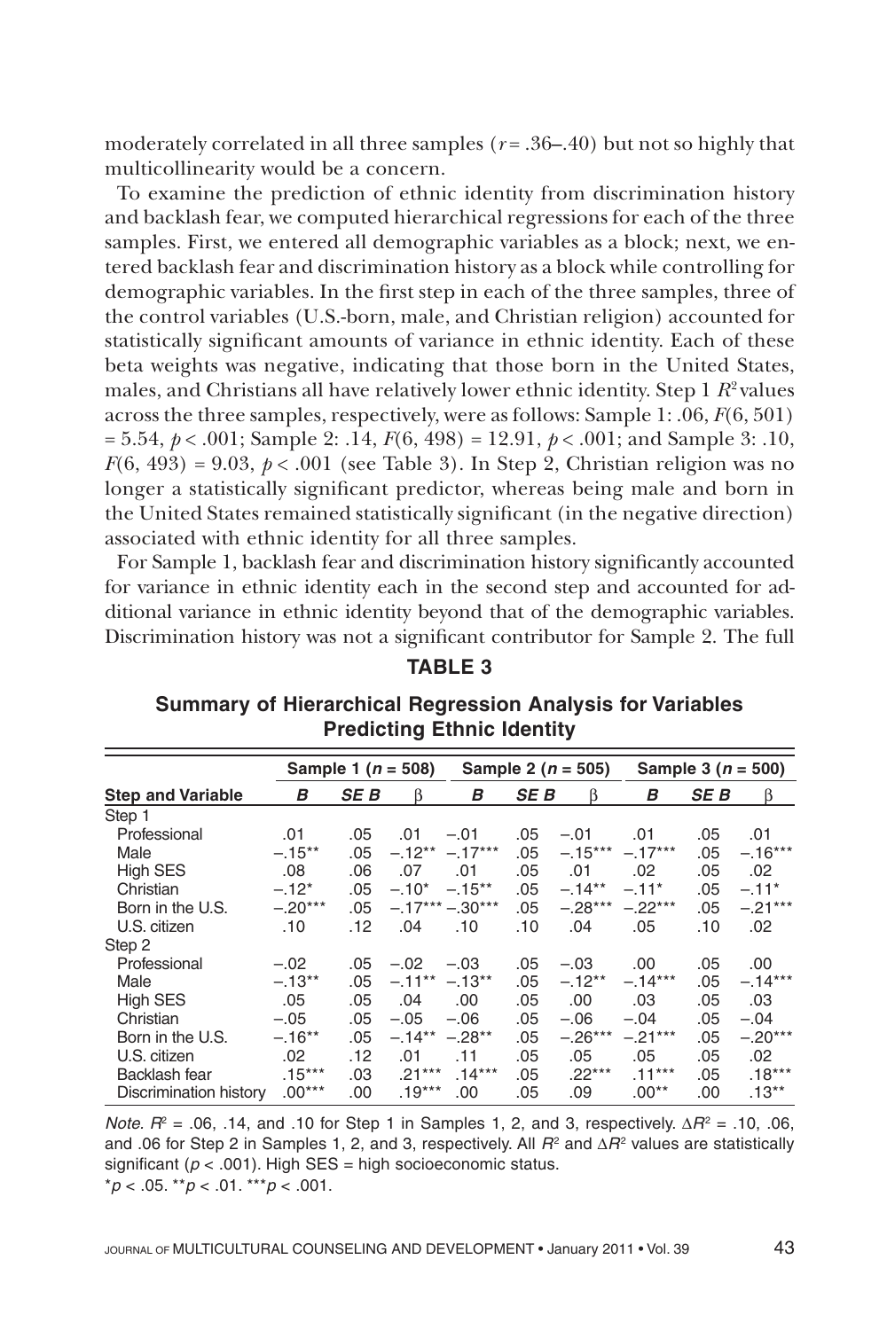moderately correlated in all three samples ($r = .36$–$.40$) but not so highly that multicollinearity would be a concern.

To examine the prediction of ethnic identity from discrimination history and backlash fear, we computed hierarchical regressions for each of the three samples. First, we entered all demographic variables as a block; next, we entered backlash fear and discrimination history as a block while controlling for demographic variables. In the first step in each of the three samples, three of the control variables (U.S.-born, male, and Christian religion) accounted for statistically significant amounts of variance in ethnic identity. Each of these beta weights was negative, indicating that those born in the United States, males, and Christians all have relatively lower ethnic identity. Step 1 $R^2$ values across the three samples, respectively, were as follows: Sample 1: .06, $F(6, 501) = 5.54$, $p < .001$; Sample 2: .14, $F(6, 498) = 12.91$, $p < .001$; and Sample 3: .10, $F(6, 493) = 9.03$, $p < .001$ (see Table 3). In Step 2, Christian religion was no longer a statistically significant predictor, whereas being male and born in the United States remained statistically significant (in the negative direction) associated with ethnic identity for all three samples.

For Sample 1, backlash fear and discrimination history significantly accounted for variance in ethnic identity each in the second step and accounted for additional variance in ethnic identity beyond that of the demographic variables. Discrimination history was not a significant contributor for Sample 2. The full

**TABLE 3**

**Summary of Hierarchical Regression Analysis for Variables Predicting Ethnic Identity**

| | Sample 1 ($n$ = 508) | | | Sample 2 ($n$ = 505) | | | Sample 3 ($n$ = 500) | | |
|---|---|---|---|---|---|---|---|---|---|
| **Step and Variable** | ***B*** | ***SE B*** | **β** | ***B*** | ***SE B*** | **β** | ***B*** | ***SE B*** | **β** |
| Step 1 | | | | | | | | | |
| Professional | .01 | .05 | .01 | –.01 | .05 | –.01 | .01 | .05 | .01 |
| Male | –.15** | .05 | –.12** | –.17*** | .05 | –.15*** | –.17*** | .05 | –.16*** |
| High SES | .08 | .06 | .07 | .01 | .05 | .01 | .02 | .05 | .02 |
| Christian | –.12* | .05 | –.10* | –.15** | .05 | –.14** | –.11* | .05 | –.11* |
| Born in the U.S. | –.20*** | .05 | –.17*** | –.30*** | .05 | –.28*** | –.22*** | .05 | –.21*** |
| U.S. citizen | .10 | .12 | .04 | .10 | .10 | .04 | .05 | .10 | .02 |
| Step 2 | | | | | | | | | |
| Professional | –.02 | .05 | –.02 | –.03 | .05 | –.03 | .00 | .05 | .00 |
| Male | –.13** | .05 | –.11** | –.13** | .05 | –.12** | –.14*** | .05 | –.14*** |
| High SES | .05 | .05 | .04 | .00 | .05 | .00 | .03 | .05 | .03 |
| Christian | –.05 | .05 | –.05 | –.06 | .05 | –.06 | –.04 | .05 | –.04 |
| Born in the U.S. | –.16** | .05 | –.14** | –.28** | .05 | –.26*** | –.21*** | .05 | –.20*** |
| U.S. citizen | .02 | .12 | .01 | .11 | .05 | .05 | .05 | .05 | .02 |
| Backlash fear | .15*** | .03 | .21*** | .14*** | .05 | .22*** | .11*** | .05 | .18*** |
| Discrimination history | .00*** | .00 | .19*** | .00 | .05 | .09 | .00** | .00 | .13** |

*Note.* $R^2$ = .06, .14, and .10 for Step 1 in Samples 1, 2, and 3, respectively. $\Delta R^2$ = .10, .06, and .06 for Step 2 in Samples 1, 2, and 3, respectively. All $R^2$ and $\Delta R^2$ values are statistically significant ($p < .001$). High SES = high socioeconomic status.
*$p < .05$. **$p < .01$. ***$p < .001$.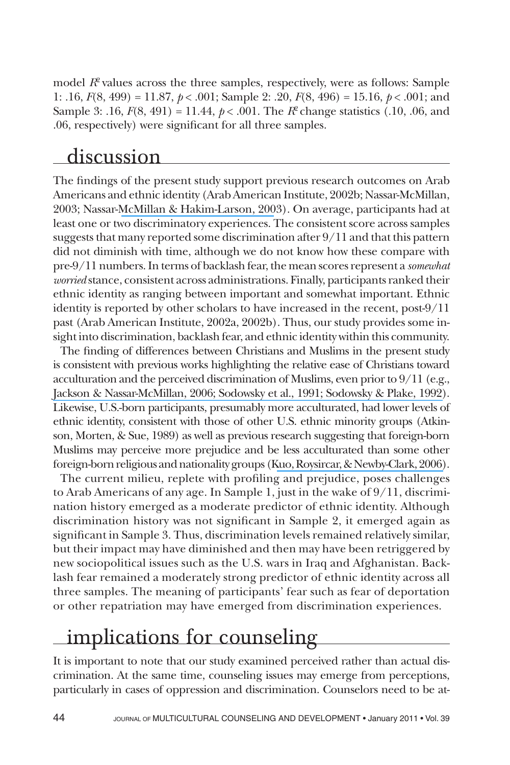model $R^2$ values across the three samples, respectively, were as follows: Sample 1: .16, $F(8, 499) = 11.87$, $p < .001$; Sample 2: .20, $F(8, 496) = 15.16$, $p < .001$; and Sample 3: .16, $F(8, 491) = 11.44$, $p < .001$. The $R^2$ change statistics (.10, .06, and .06, respectively) were significant for all three samples.

## discussion

The findings of the present study support previous research outcomes on Arab Americans and ethnic identity (Arab American Institute, 2002b; Nassar-McMillan, 2003; Nassar-McMillan & Hakim-Larson, 2003). On average, participants had at least one or two discriminatory experiences. The consistent score across samples suggests that many reported some discrimination after 9/11 and that this pattern did not diminish with time, although we do not know how these compare with pre-9/11 numbers. In terms of backlash fear, the mean scores represent a *somewhat worried* stance, consistent across administrations. Finally, participants ranked their ethnic identity as ranging between important and somewhat important. Ethnic identity is reported by other scholars to have increased in the recent, post-9/11 past (Arab American Institute, 2002a, 2002b). Thus, our study provides some insight into discrimination, backlash fear, and ethnic identity within this community.

The finding of differences between Christians and Muslims in the present study is consistent with previous works highlighting the relative ease of Christians toward acculturation and the perceived discrimination of Muslims, even prior to 9/11 (e.g., Jackson & Nassar-McMillan, 2006; Sodowsky et al., 1991; Sodowsky & Plake, 1992). Likewise, U.S.-born participants, presumably more acculturated, had lower levels of ethnic identity, consistent with those of other U.S. ethnic minority groups (Atkinson, Morten, & Sue, 1989) as well as previous research suggesting that foreign-born Muslims may perceive more prejudice and be less acculturated than some other foreign-born religious and nationality groups (Kuo, Roysircar, & Newby-Clark, 2006).

The current milieu, replete with profiling and prejudice, poses challenges to Arab Americans of any age. In Sample 1, just in the wake of 9/11, discrimination history emerged as a moderate predictor of ethnic identity. Although discrimination history was not significant in Sample 2, it emerged again as significant in Sample 3. Thus, discrimination levels remained relatively similar, but their impact may have diminished and then may have been retriggered by new sociopolitical issues such as the U.S. wars in Iraq and Afghanistan. Backlash fear remained a moderately strong predictor of ethnic identity across all three samples. The meaning of participants' fear such as fear of deportation or other repatriation may have emerged from discrimination experiences.

## implications for counseling

It is important to note that our study examined perceived rather than actual discrimination. At the same time, counseling issues may emerge from perceptions, particularly in cases of oppression and discrimination. Counselors need to be at-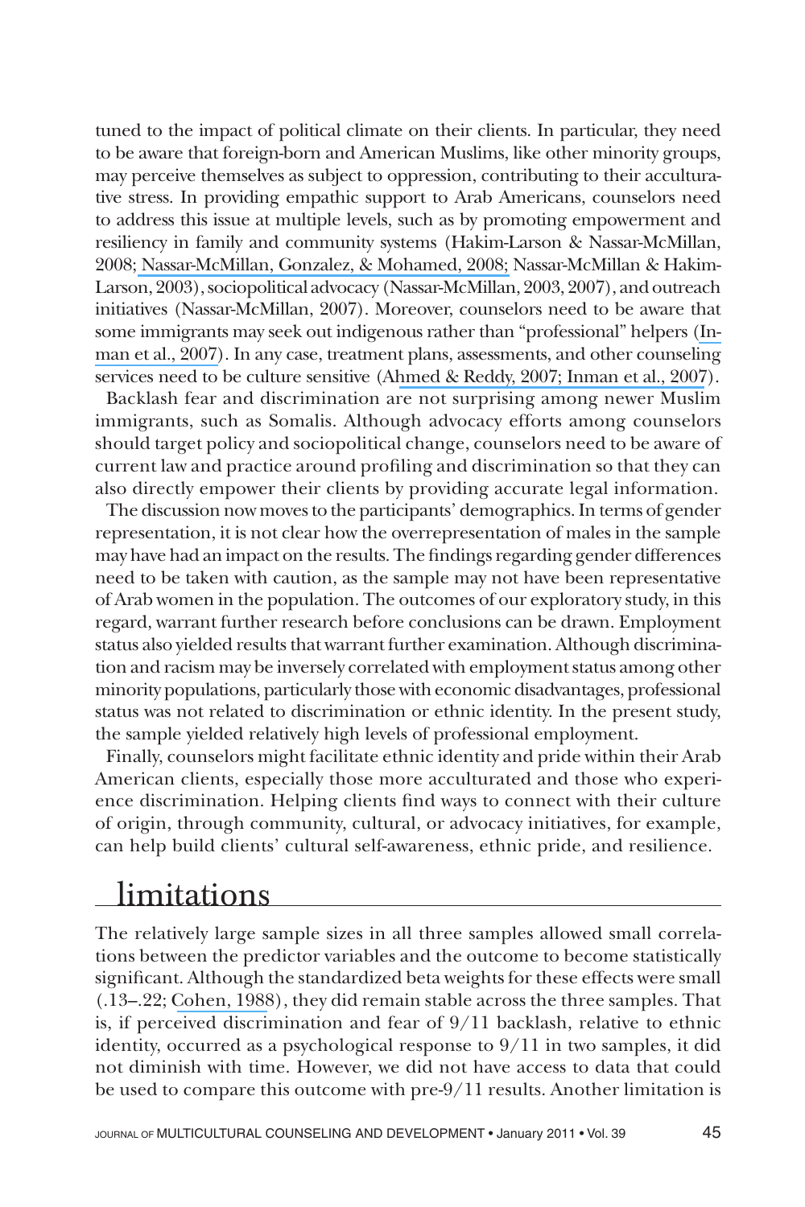tuned to the impact of political climate on their clients. In particular, they need to be aware that foreign-born and American Muslims, like other minority groups, may perceive themselves as subject to oppression, contributing to their acculturative stress. In providing empathic support to Arab Americans, counselors need to address this issue at multiple levels, such as by promoting empowerment and resiliency in family and community systems (Hakim-Larson & Nassar-McMillan, 2008; Nassar-McMillan, Gonzalez, & Mohamed, 2008; Nassar-McMillan & Hakim-Larson, 2003), sociopolitical advocacy (Nassar-McMillan, 2003, 2007), and outreach initiatives (Nassar-McMillan, 2007). Moreover, counselors need to be aware that some immigrants may seek out indigenous rather than "professional" helpers (Inman et al., 2007). In any case, treatment plans, assessments, and other counseling services need to be culture sensitive (Ahmed & Reddy, 2007; Inman et al., 2007).

Backlash fear and discrimination are not surprising among newer Muslim immigrants, such as Somalis. Although advocacy efforts among counselors should target policy and sociopolitical change, counselors need to be aware of current law and practice around profiling and discrimination so that they can also directly empower their clients by providing accurate legal information.

The discussion now moves to the participants' demographics. In terms of gender representation, it is not clear how the overrepresentation of males in the sample may have had an impact on the results. The findings regarding gender differences need to be taken with caution, as the sample may not have been representative of Arab women in the population. The outcomes of our exploratory study, in this regard, warrant further research before conclusions can be drawn. Employment status also yielded results that warrant further examination. Although discrimination and racism may be inversely correlated with employment status among other minority populations, particularly those with economic disadvantages, professional status was not related to discrimination or ethnic identity. In the present study, the sample yielded relatively high levels of professional employment.

Finally, counselors might facilitate ethnic identity and pride within their Arab American clients, especially those more acculturated and those who experience discrimination. Helping clients find ways to connect with their culture of origin, through community, cultural, or advocacy initiatives, for example, can help build clients' cultural self-awareness, ethnic pride, and resilience.

## limitations

The relatively large sample sizes in all three samples allowed small correlations between the predictor variables and the outcome to become statistically significant. Although the standardized beta weights for these effects were small (.13–.22; Cohen, 1988), they did remain stable across the three samples. That is, if perceived discrimination and fear of 9/11 backlash, relative to ethnic identity, occurred as a psychological response to 9/11 in two samples, it did not diminish with time. However, we did not have access to data that could be used to compare this outcome with pre-9/11 results. Another limitation is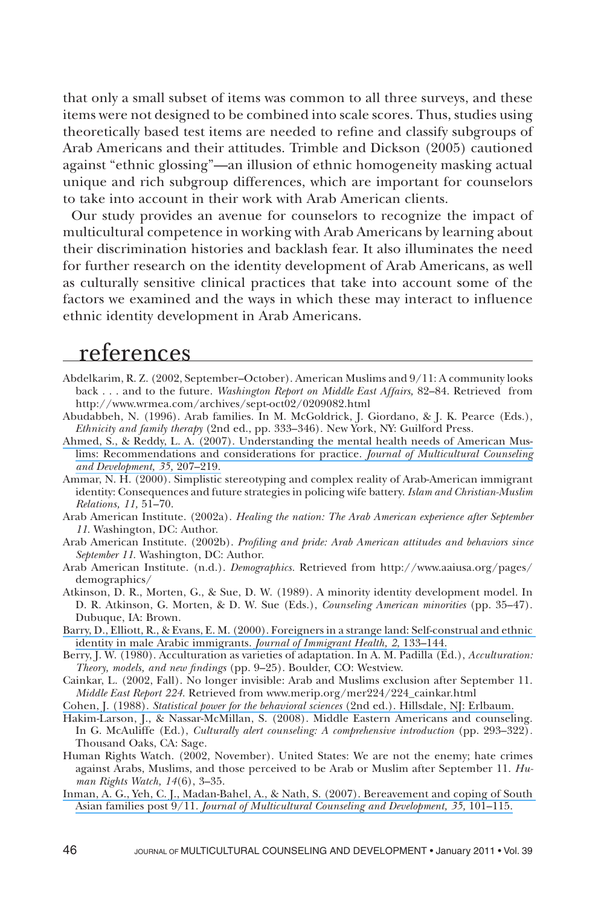that only a small subset of items was common to all three surveys, and these items were not designed to be combined into scale scores. Thus, studies using theoretically based test items are needed to refine and classify subgroups of Arab Americans and their attitudes. Trimble and Dickson (2005) cautioned against "ethnic glossing"—an illusion of ethnic homogeneity masking actual unique and rich subgroup differences, which are important for counselors to take into account in their work with Arab American clients.

Our study provides an avenue for counselors to recognize the impact of multicultural competence in working with Arab Americans by learning about their discrimination histories and backlash fear. It also illuminates the need for further research on the identity development of Arab Americans, as well as culturally sensitive clinical practices that take into account some of the factors we examined and the ways in which these may interact to influence ethnic identity development in Arab Americans.

## references

Abdelkarim, R. Z. (2002, September–October). American Muslims and 9/11: A community looks back . . . and to the future. *Washington Report on Middle East Affairs,* 82–84. Retrieved from http://www.wrmea.com/archives/sept-oct02/0209082.html

Abudabbeh, N. (1996). Arab families. In M. McGoldrick, J. Giordano, & J. K. Pearce (Eds.), *Ethnicity and family therapy* (2nd ed., pp. 333–346). New York, NY: Guilford Press.

Ahmed, S., & Reddy, L. A. (2007). Understanding the mental health needs of American Muslims: Recommendations and considerations for practice. *Journal of Multicultural Counseling and Development, 35,* 207–219.

Ammar, N. H. (2000). Simplistic stereotyping and complex reality of Arab-American immigrant identity: Consequences and future strategies in policing wife battery. *Islam and Christian-Muslim Relations, 11,* 51–70.

Arab American Institute. (2002a). *Healing the nation: The Arab American experience after September 11.* Washington, DC: Author.

Arab American Institute. (2002b). *Profiling and pride: Arab American attitudes and behaviors since September 11.* Washington, DC: Author.

Arab American Institute. (n.d.). *Demographics.* Retrieved from http://www.aaiusa.org/pages/demographics/

Atkinson, D. R., Morten, G., & Sue, D. W. (1989). A minority identity development model. In D. R. Atkinson, G. Morten, & D. W. Sue (Eds.), *Counseling American minorities* (pp. 35–47). Dubuque, IA: Brown.

Barry, D., Elliott, R., & Evans, E. M. (2000). Foreigners in a strange land: Self-construal and ethnic identity in male Arabic immigrants. *Journal of Immigrant Health, 2,* 133–144.

Berry, J. W. (1980). Acculturation as varieties of adaptation. In A. M. Padilla (Ed.), *Acculturation: Theory, models, and new findings* (pp. 9–25). Boulder, CO: Westview.

Cainkar, L. (2002, Fall). No longer invisible: Arab and Muslims exclusion after September 11. *Middle East Report 224.* Retrieved from www.merip.org/mer224/224_cainkar.html

Cohen, J. (1988). *Statistical power for the behavioral sciences* (2nd ed.). Hillsdale, NJ: Erlbaum.

Hakim-Larson, J., & Nassar-McMillan, S. (2008). Middle Eastern Americans and counseling. In G. McAuliffe (Ed.), *Culturally alert counseling: A comprehensive introduction* (pp. 293–322). Thousand Oaks, CA: Sage.

Human Rights Watch. (2002, November). United States: We are not the enemy; hate crimes against Arabs, Muslims, and those perceived to be Arab or Muslim after September 11. *Human Rights Watch, 14*(6), 3–35.

Inman, A. G., Yeh, C. J., Madan-Bahel, A., & Nath, S. (2007). Bereavement and coping of South Asian families post 9/11. *Journal of Multicultural Counseling and Development, 35,* 101–115.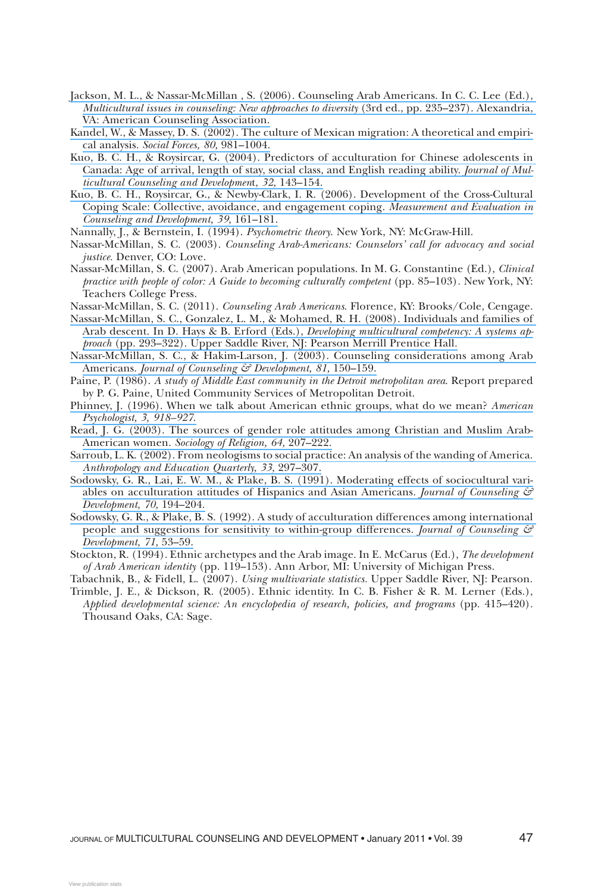Jackson, M. L., & Nassar-McMillan , S. (2006). Counseling Arab Americans. In C. C. Lee (Ed.), *Multicultural issues in counseling: New approaches to diversity* (3rd ed., pp. 235–237). Alexandria, VA: American Counseling Association.

Kandel, W., & Massey, D. S. (2002). The culture of Mexican migration: A theoretical and empirical analysis. *Social Forces, 80,* 981–1004.

Kuo, B. C. H., & Roysircar, G. (2004). Predictors of acculturation for Chinese adolescents in Canada: Age of arrival, length of stay, social class, and English reading ability. *Journal of Multicultural Counseling and Development, 32,* 143–154.

Kuo, B. C. H., Roysircar, G., & Newby-Clark, I. R. (2006). Development of the Cross-Cultural Coping Scale: Collective, avoidance, and engagement coping. *Measurement and Evaluation in Counseling and Development, 39,* 161–181.

Nannally, J., & Bernstein, I. (1994). *Psychometric theory.* New York, NY: McGraw-Hill.

Nassar-McMillan, S. C. (2003). *Counseling Arab-Americans: Counselors' call for advocacy and social justice.* Denver, CO: Love.

Nassar-McMillan, S. C. (2007). Arab American populations. In M. G. Constantine (Ed.), *Clinical practice with people of color: A Guide to becoming culturally competent* (pp. 85–103). New York, NY: Teachers College Press.

Nassar-McMillan, S. C. (2011). *Counseling Arab Americans*. Florence, KY: Brooks/Cole, Cengage.

Nassar-McMillan, S. C., Gonzalez, L. M., & Mohamed, R. H. (2008). Individuals and families of Arab descent. In D. Hays & B. Erford (Eds.), *Developing multicultural competency: A systems approach* (pp. 293–322). Upper Saddle River, NJ: Pearson Merrill Prentice Hall.

Nassar-McMillan, S. C., & Hakim-Larson, J. (2003). Counseling considerations among Arab Americans. *Journal of Counseling & Development, 81,* 150–159.

Paine, P. (1986). *A study of Middle East community in the Detroit metropolitan area*. Report prepared by P. G. Paine, United Community Services of Metropolitan Detroit.

Phinney, J. (1996). When we talk about American ethnic groups, what do we mean? *American Psychologist, 3, 918–927.*

Read, J. G. (2003). The sources of gender role attitudes among Christian and Muslim Arab-American women. *Sociology of Religion, 64,* 207–222.

Sarroub, L. K. (2002). From neologisms to social practice: An analysis of the wanding of America. *Anthropology and Education Quarterly, 33,* 297–307.

Sodowsky, G. R., Lai, E. W. M., & Plake, B. S. (1991). Moderating effects of sociocultural variables on acculturation attitudes of Hispanics and Asian Americans. *Journal of Counseling & Development, 70,* 194–204.

Sodowsky, G. R., & Plake, B. S. (1992). A study of acculturation differences among international people and suggestions for sensitivity to within-group differences. *Journal of Counseling & Development, 71,* 53–59.

Stockton, R. (1994). Ethnic archetypes and the Arab image. In E. McCarus (Ed.), *The development of Arab American identity* (pp. 119–153). Ann Arbor, MI: University of Michigan Press.

Tabachnik, B., & Fidell, L. (2007). *Using multivariate statistics.* Upper Saddle River, NJ: Pearson.

Trimble, J. E., & Dickson, R. (2005). Ethnic identity. In C. B. Fisher & R. M. Lerner (Eds.), *Applied developmental science: An encyclopedia of research, policies, and programs* (pp. 415–420). Thousand Oaks, CA: Sage.